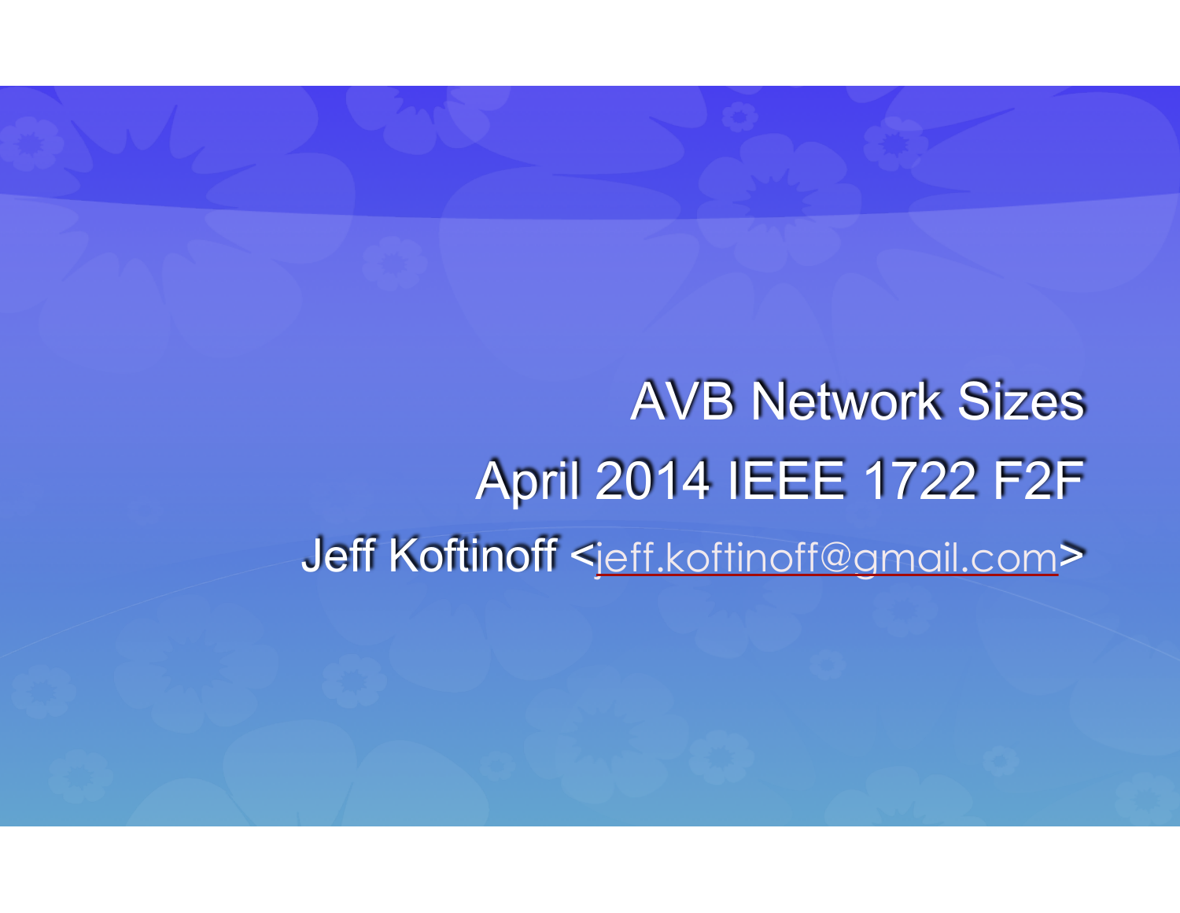# AVB Network Sizes

## April 2014 IEEE 1722 F2F

Jeff Koftinoff <jeff.koftinoff@gmail.com>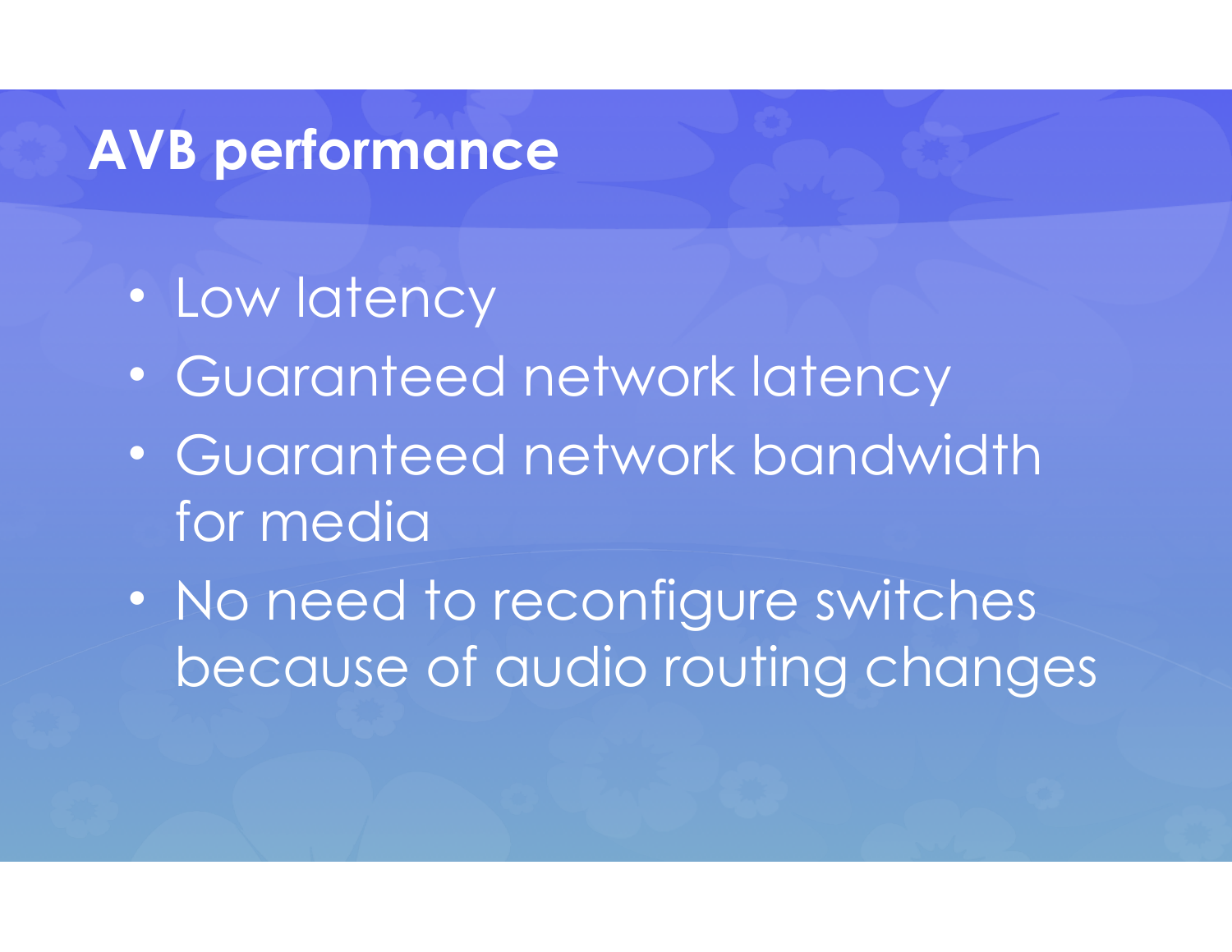# AVB performance

- Low latency
- Guaranteed network latency
- Guaranteed network bandwidth for media
- No need to reconfigure switches because of audio routing changes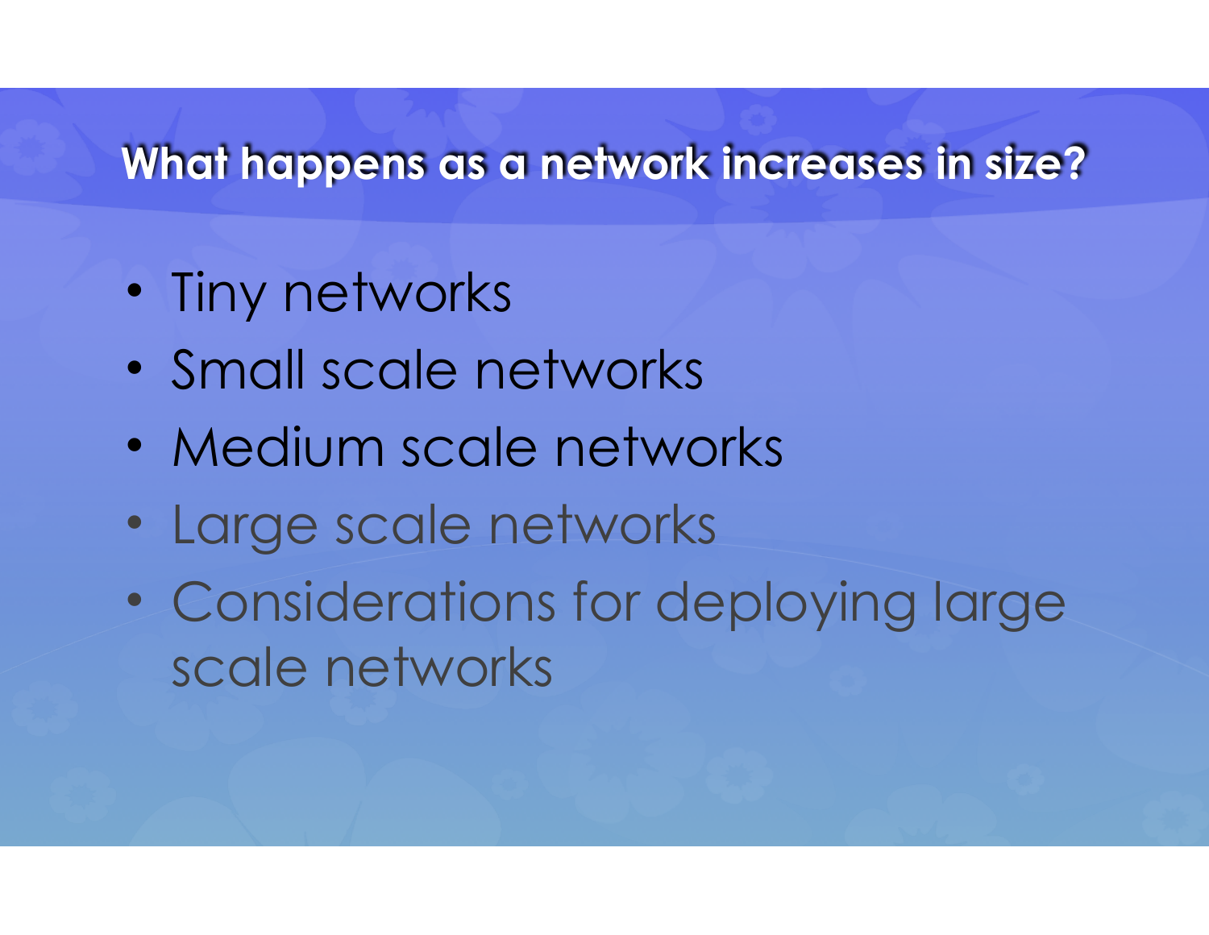## What happens as a network increases in size?

- Tiny networks
- Small scale networks
- Medium scale networks
- Large scale networks
- Considerations for deploying large scale networks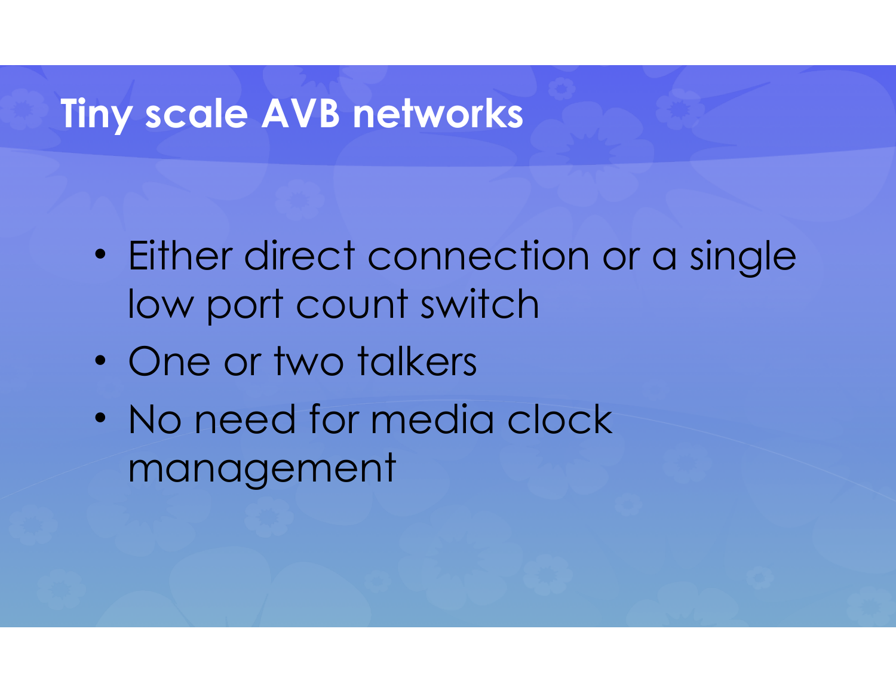# Tiny scale AVB networks

- Either direct connection or a single low port count switch
- One or two talkers
- No need for media clock management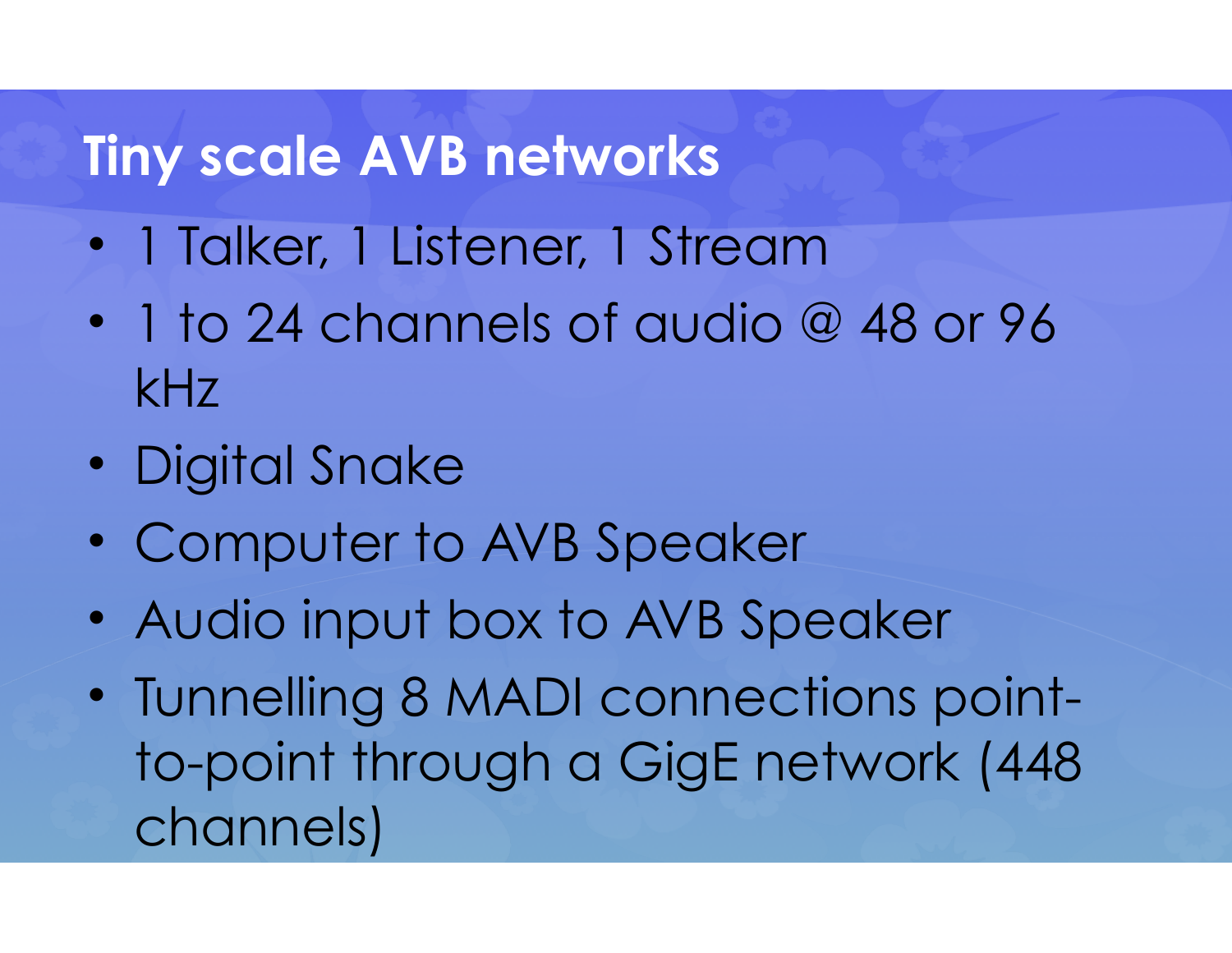# Tiny scale AVB networks

- 1 Talker, 1 Listener, 1 Stream
- 1 to 24 channels of audio @ 48 or 96 kHz
- Digital Snake
- Computer to AVB Speaker
- Audio input box to AVB Speaker
- Tunnelling 8 MADI connections point-to-point through a GigE network (448 channels)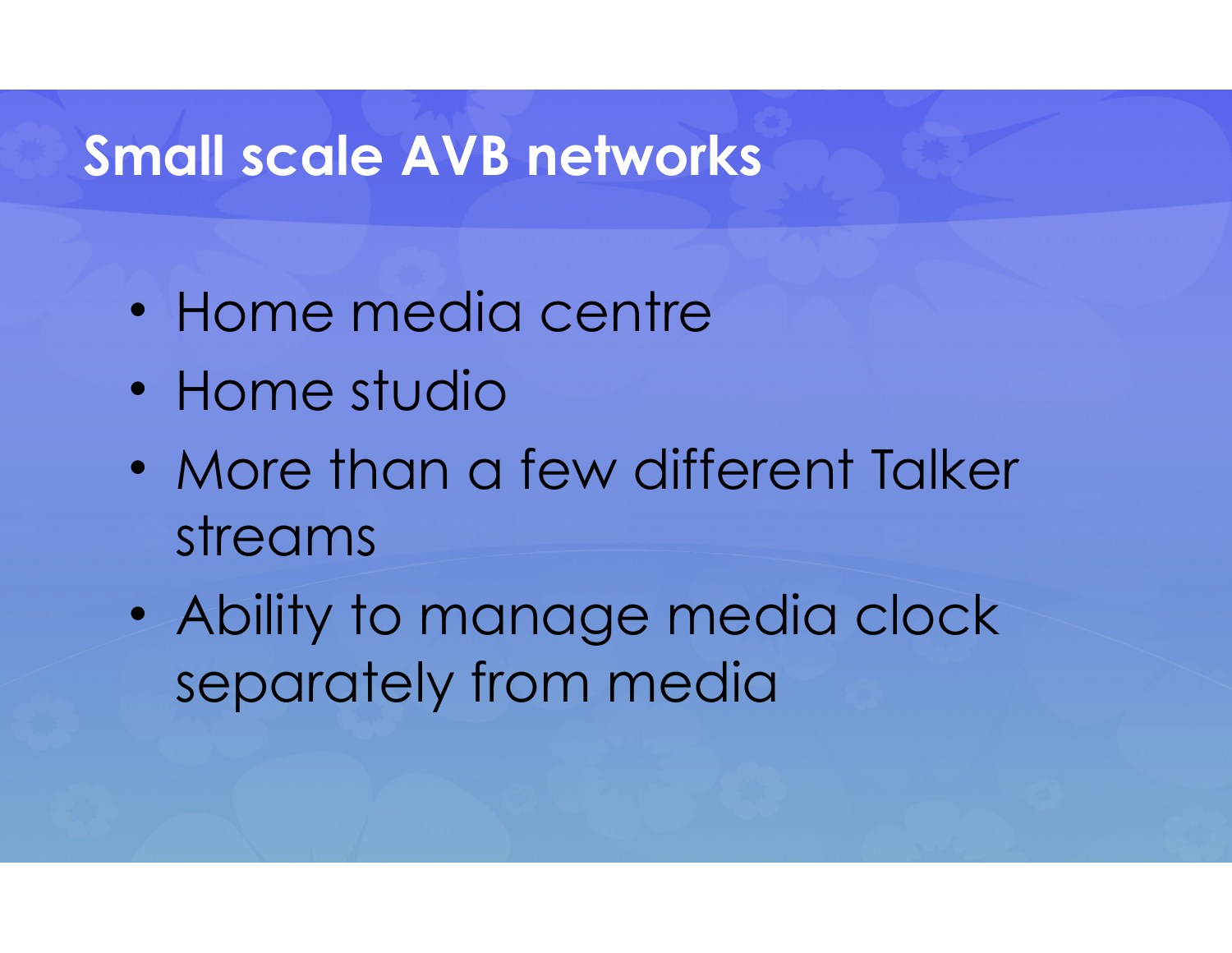# Small scale AVB networks

- Home media centre
- Home studio
- More than a few different Talker streams
- Ability to manage media clock separately from media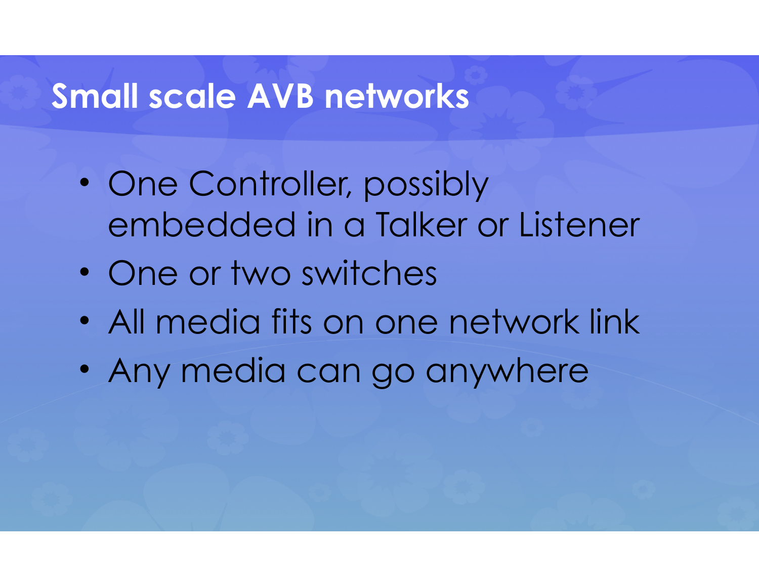# Small scale AVB networks

- One Controller, possibly embedded in a Talker or Listener
- One or two switches
- All media fits on one network link
- Any media can go anywhere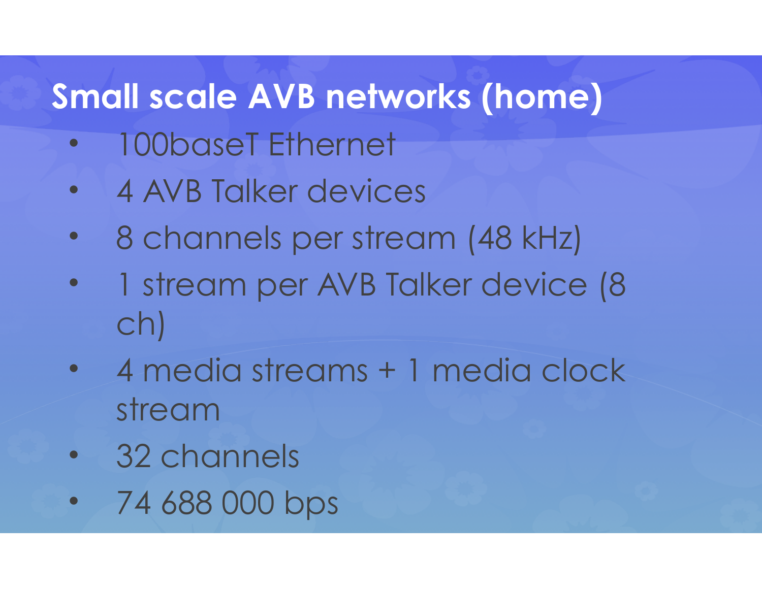# Small scale AVB networks (home)

- 100baseT Ethernet
- 4 AVB Talker devices
- 8 channels per stream (48 kHz)
- 1 stream per AVB Talker device (8 ch)
- 4 media streams + 1 media clock stream
- 32 channels
- 74 688 000 bps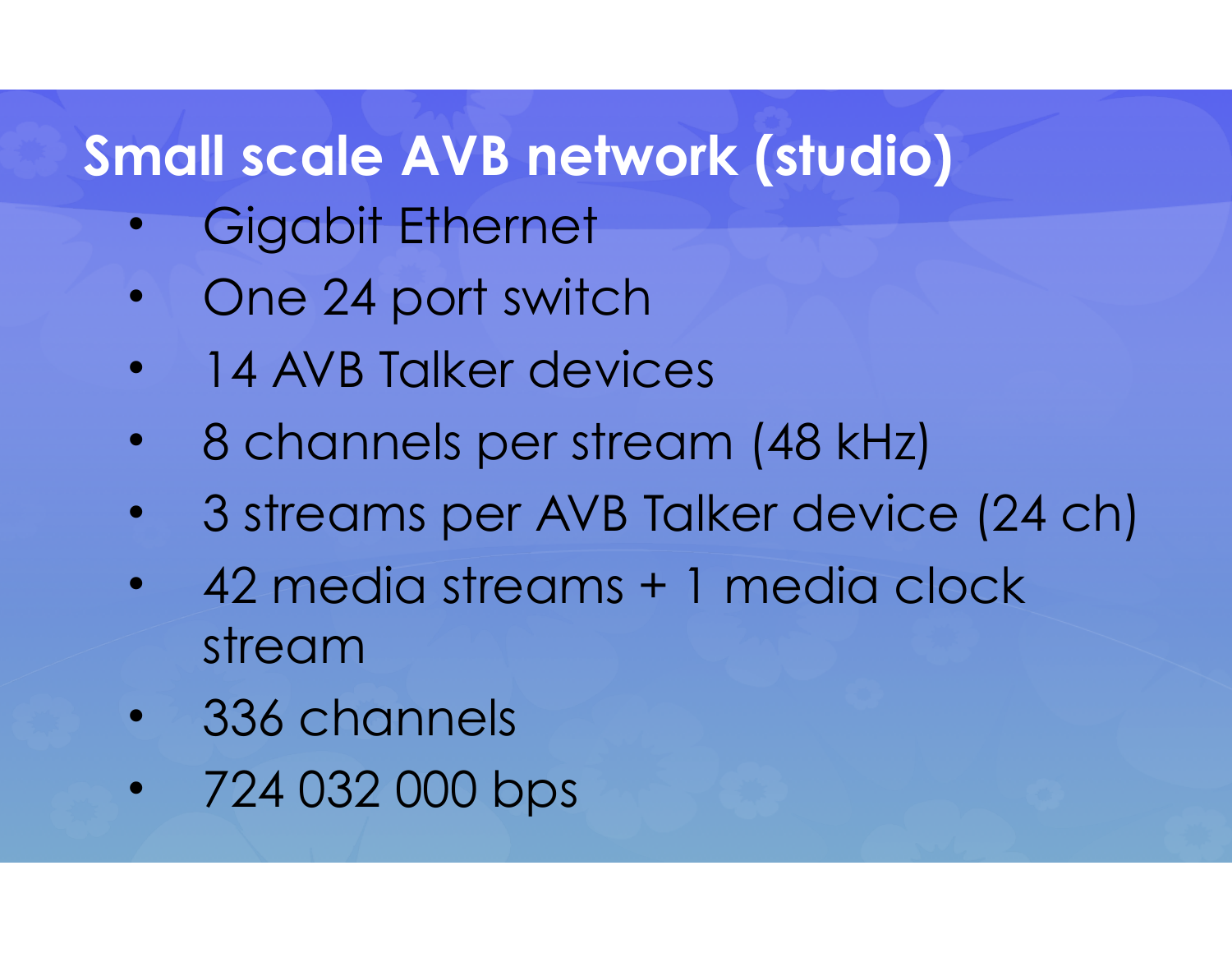# Small scale AVB network (studio)

- Gigabit Ethernet
- One 24 port switch
- 14 AVB Talker devices
- 8 channels per stream (48 kHz)
- 3 streams per AVB Talker device (24 ch)
- 42 media streams + 1 media clock stream
- 336 channels
- 724 032 000 bps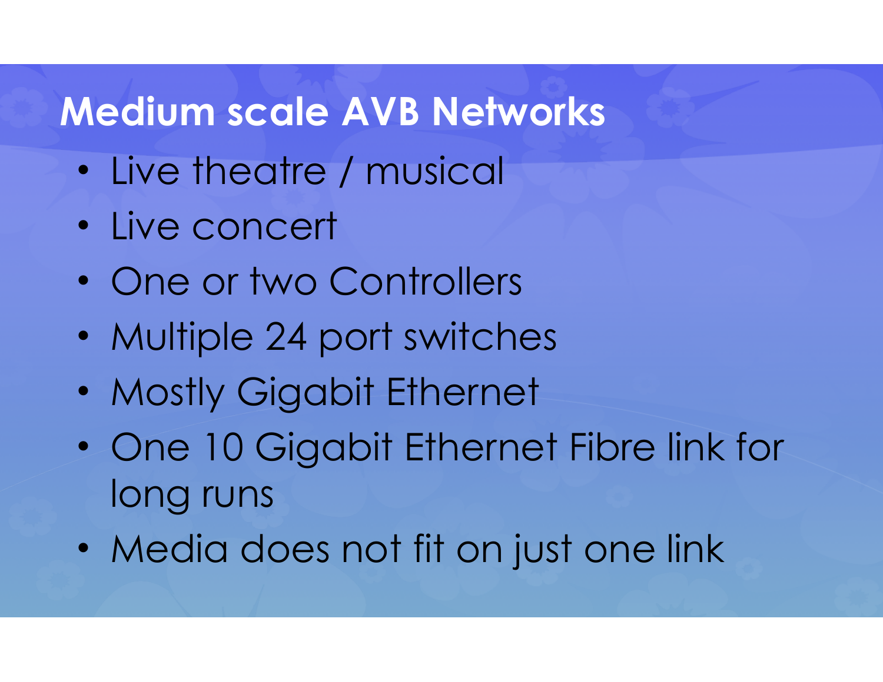# Medium scale AVB Networks

- Live theatre / musical
- Live concert
- One or two Controllers
- Multiple 24 port switches
- Mostly Gigabit Ethernet
- One 10 Gigabit Ethernet Fibre link for long runs
- Media does not fit on just one link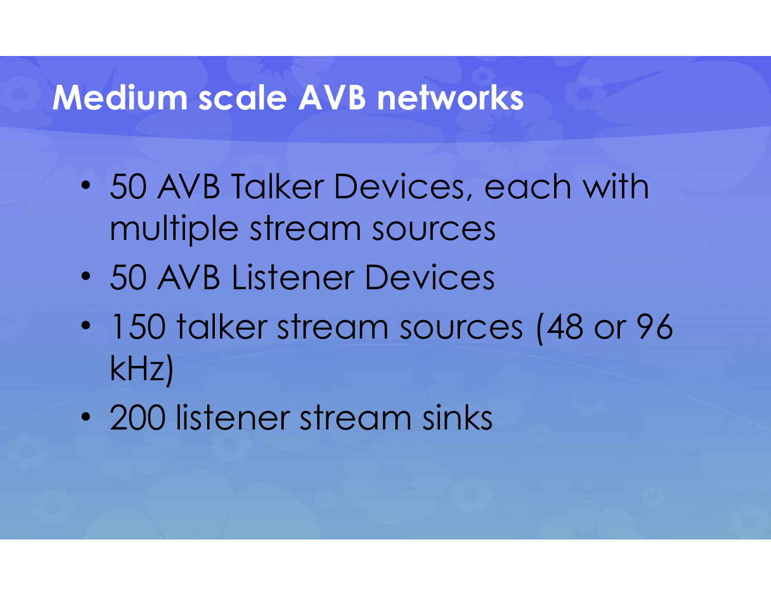# Medium scale AVB networks

- 50 AVB Talker Devices, each with multiple stream sources
- 50 AVB Listener Devices
- 150 talker stream sources (48 or 96 kHz)
- 200 listener stream sinks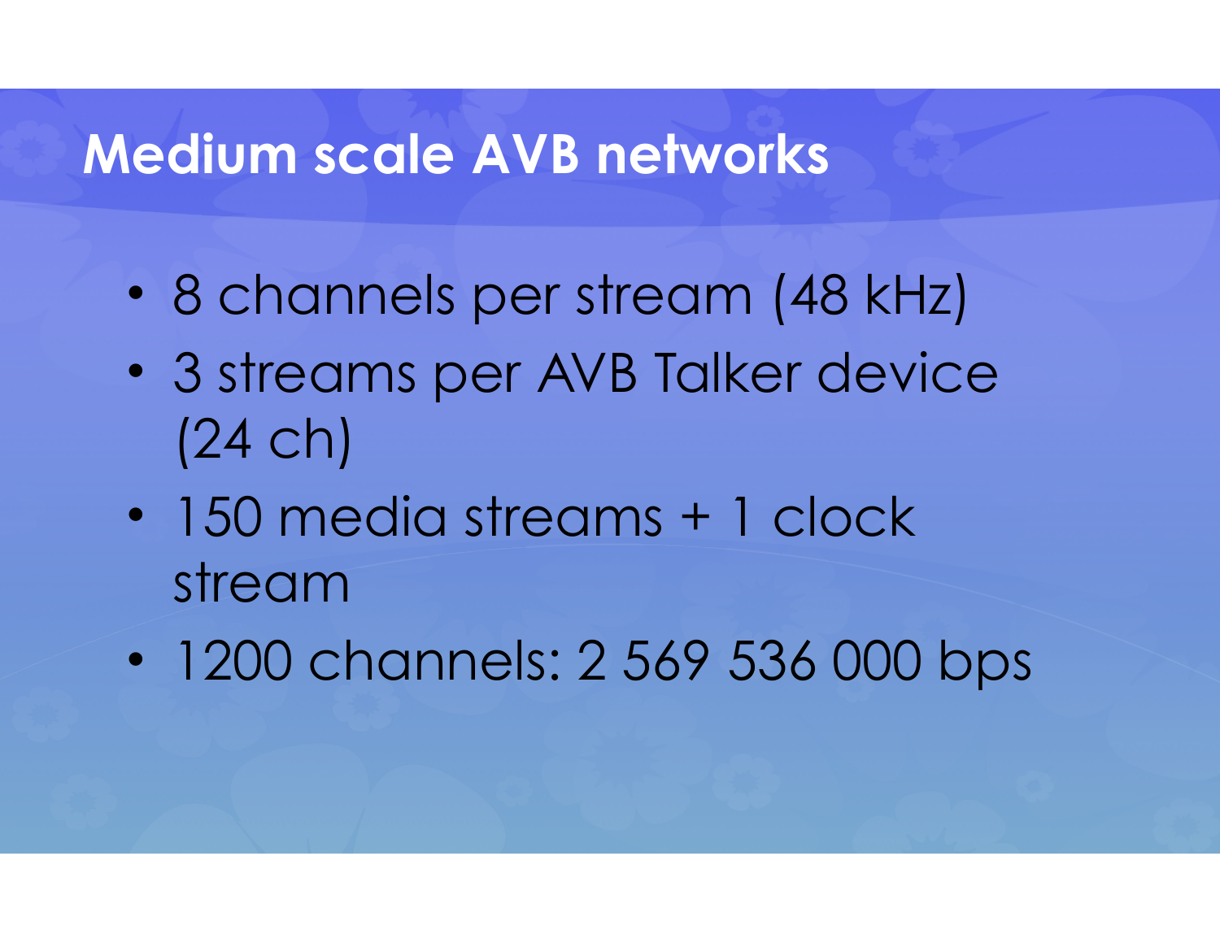# Medium scale AVB networks

- 8 channels per stream (48 kHz)
- 3 streams per AVB Talker device (24 ch)
- 150 media streams + 1 clock stream
- 1200 channels: 2 569 536 000 bps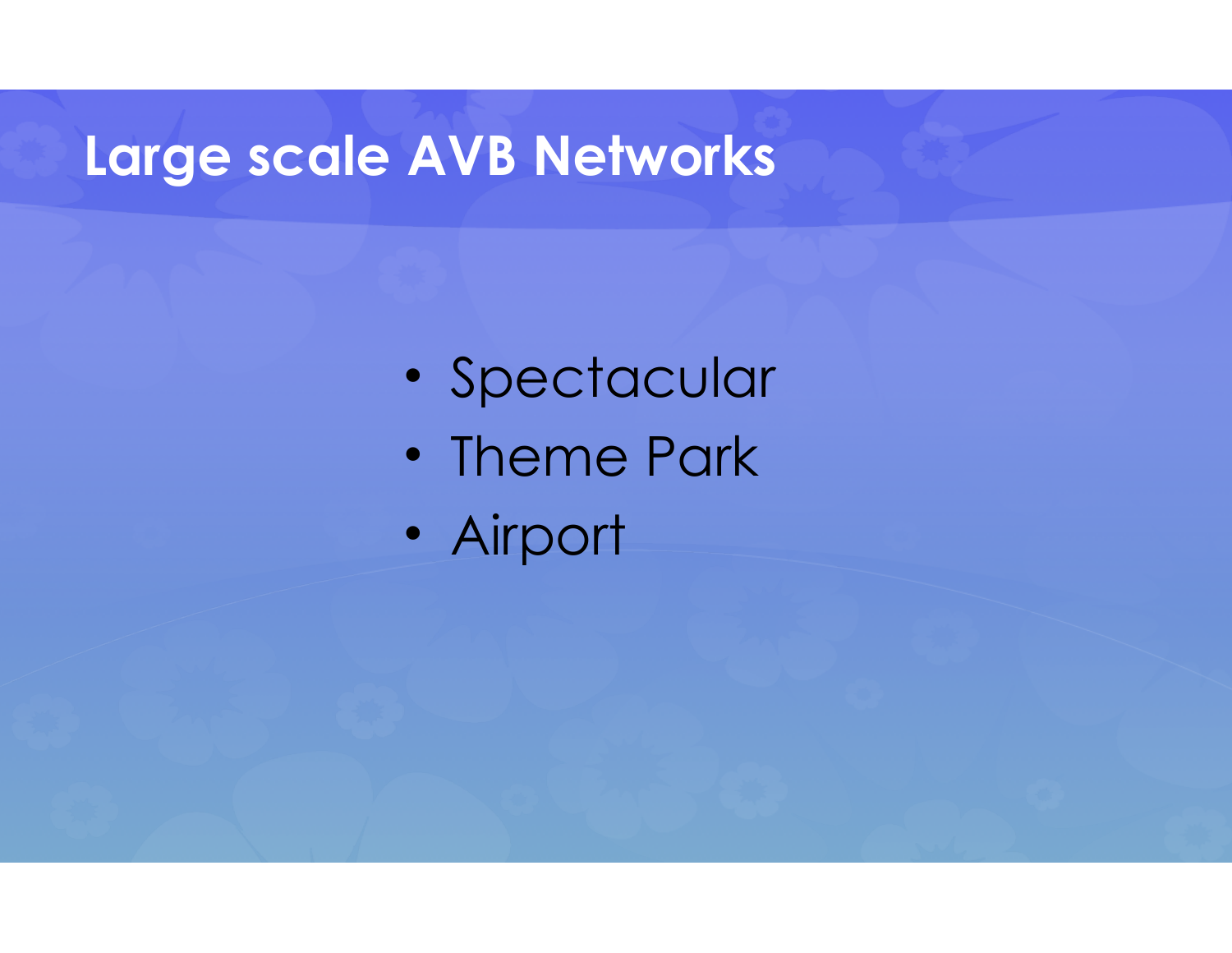# Large scale AVB Networks

- Spectacular
- Theme Park
- Airport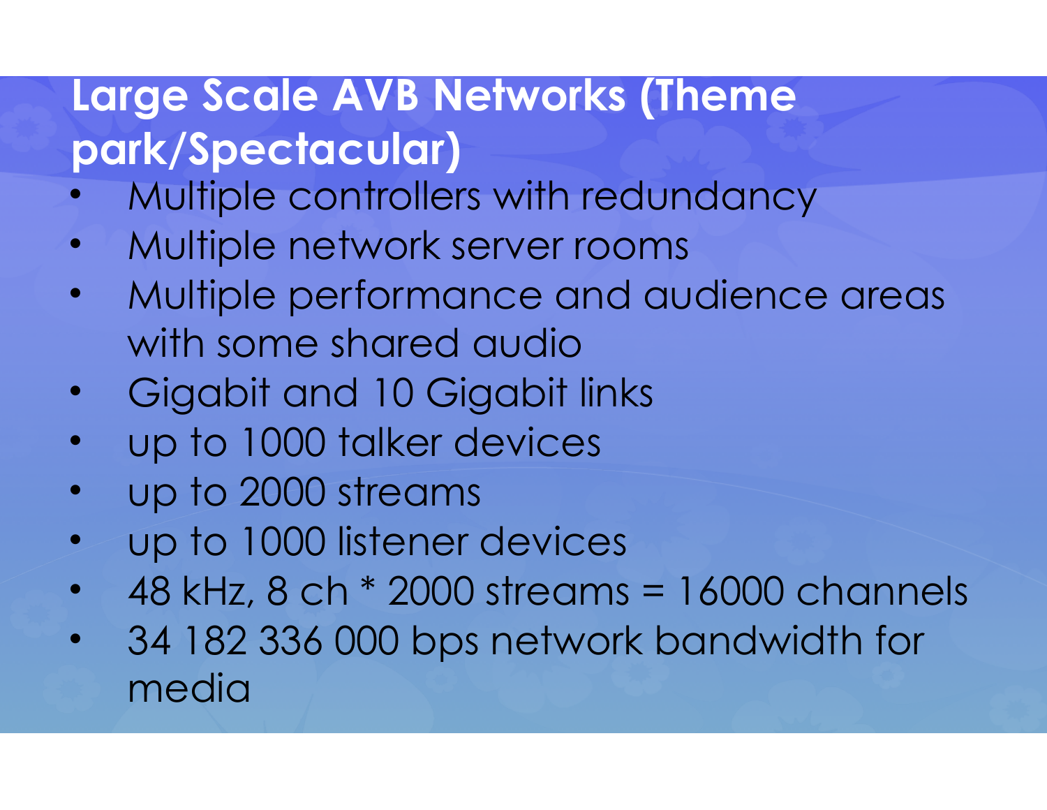# Large Scale AVB Networks (Theme park/Spectacular)

- Multiple controllers with redundancy
- Multiple network server rooms
- Multiple performance and audience areas with some shared audio
- Gigabit and 10 Gigabit links
- up to 1000 talker devices
- up to 2000 streams
- up to 1000 listener devices
- 48 kHz, 8 ch * 2000 streams = 16000 channels
- 34 182 336 000 bps network bandwidth for media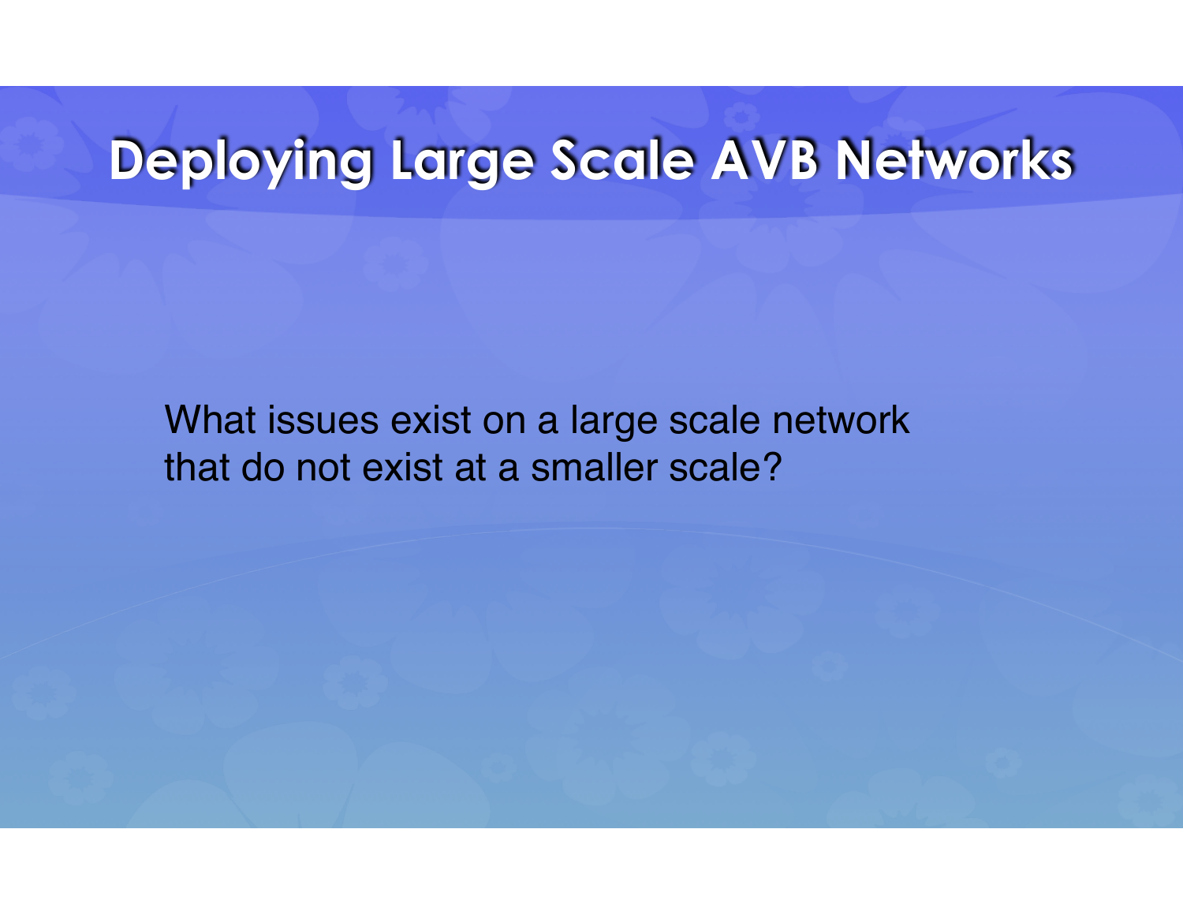# Deploying Large Scale AVB Networks

What issues exist on a large scale network that do not exist at a smaller scale?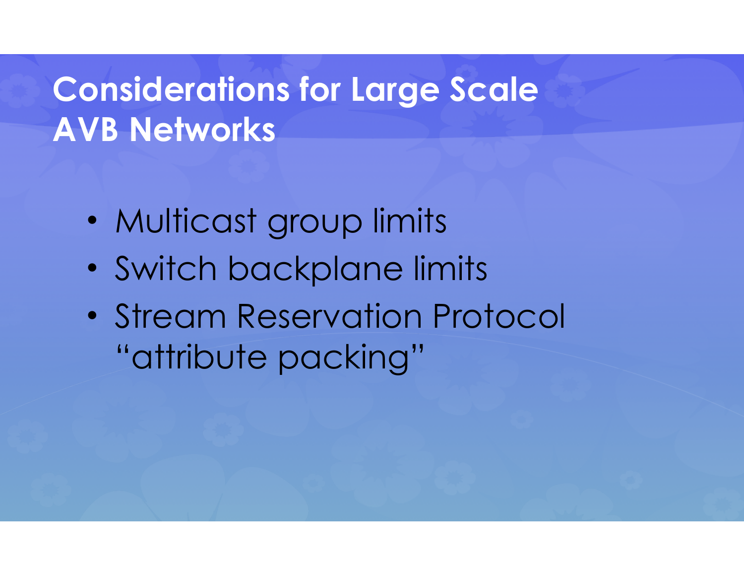# Considerations for Large Scale AVB Networks

- Multicast group limits
- Switch backplane limits
- Stream Reservation Protocol "attribute packing"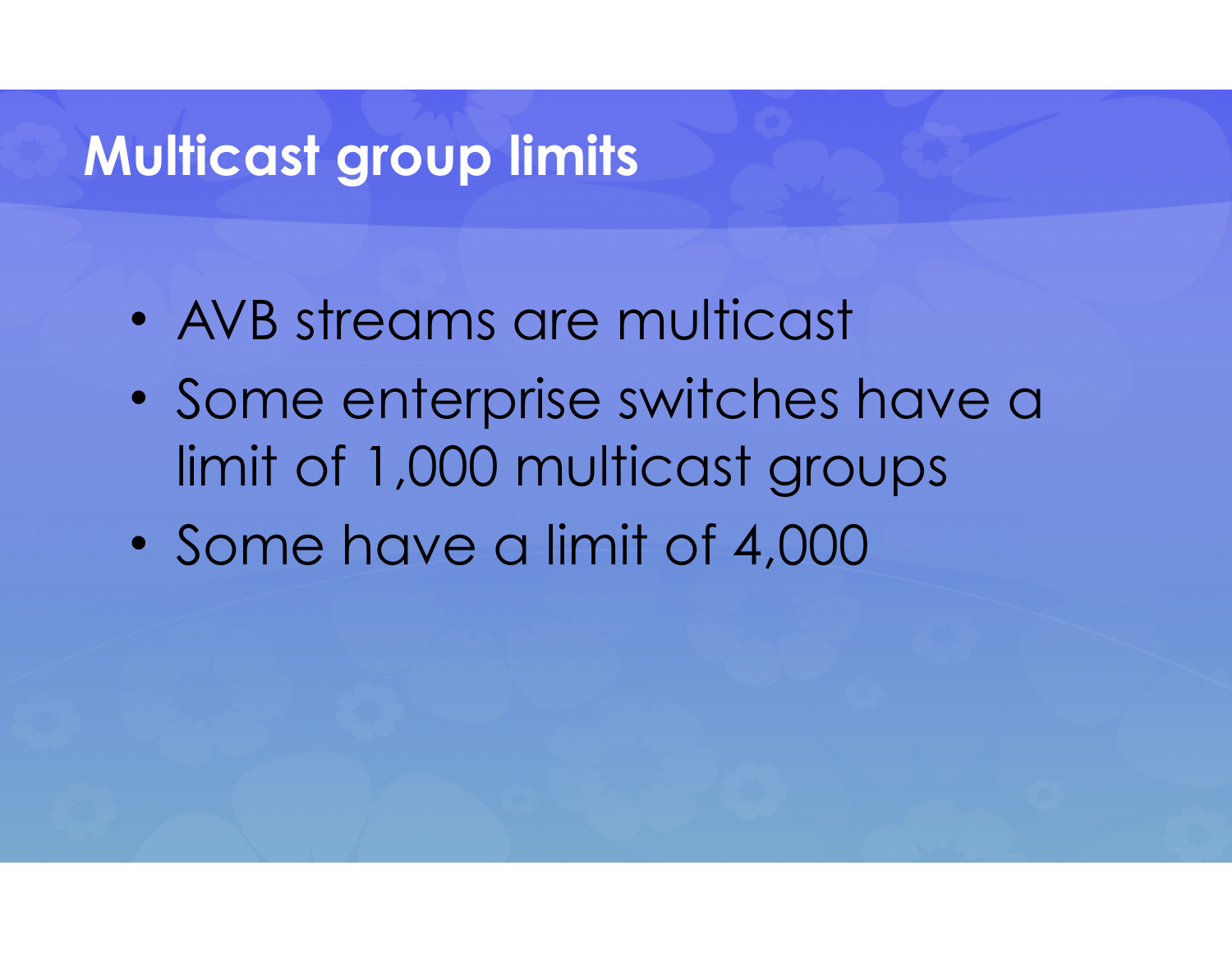# Multicast group limits

- AVB streams are multicast
- Some enterprise switches have a limit of 1,000 multicast groups
- Some have a limit of 4,000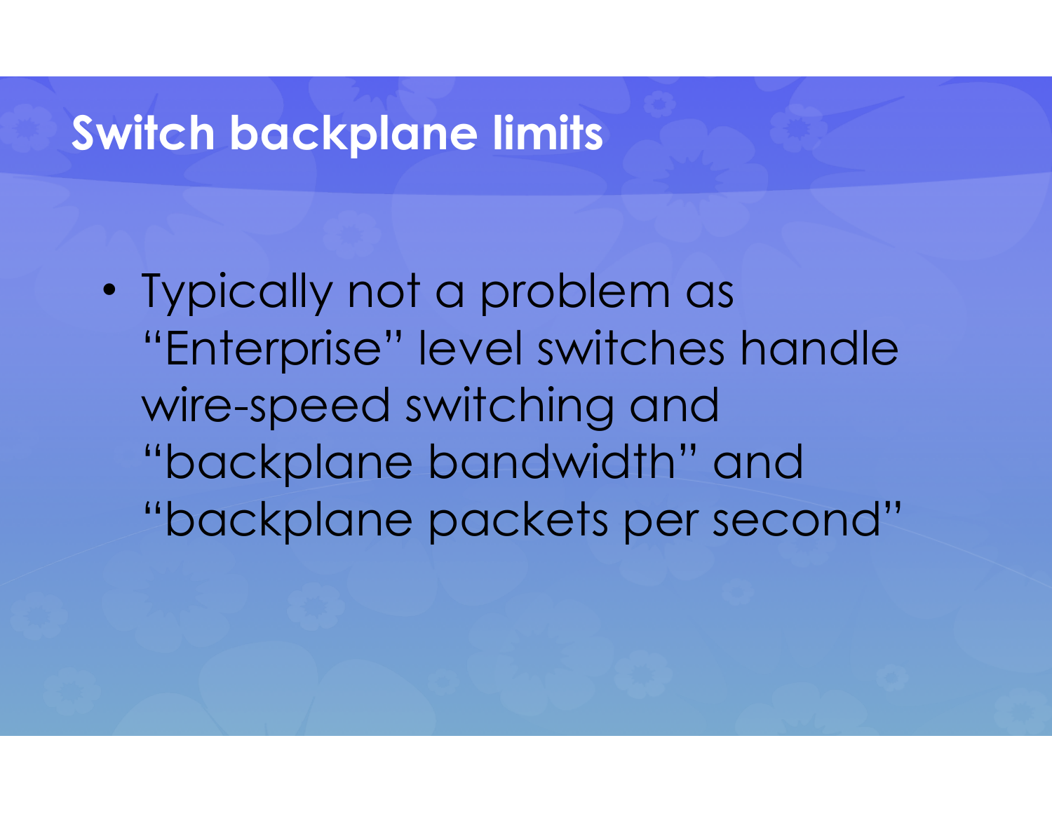# Switch backplane limits

- Typically not a problem as "Enterprise" level switches handle wire-speed switching and "backplane bandwidth" and "backplane packets per second"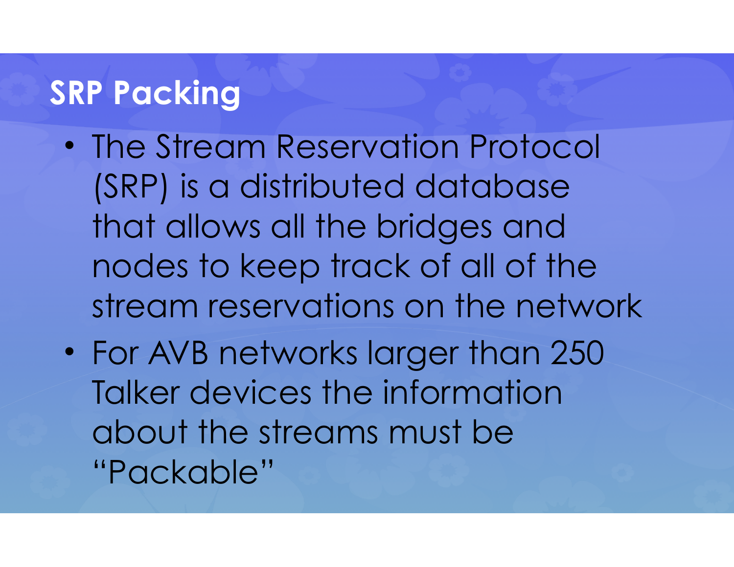# SRP Packing

- The Stream Reservation Protocol (SRP) is a distributed database that allows all the bridges and nodes to keep track of all of the stream reservations on the network
- For AVB networks larger than 250 Talker devices the information about the streams must be "Packable"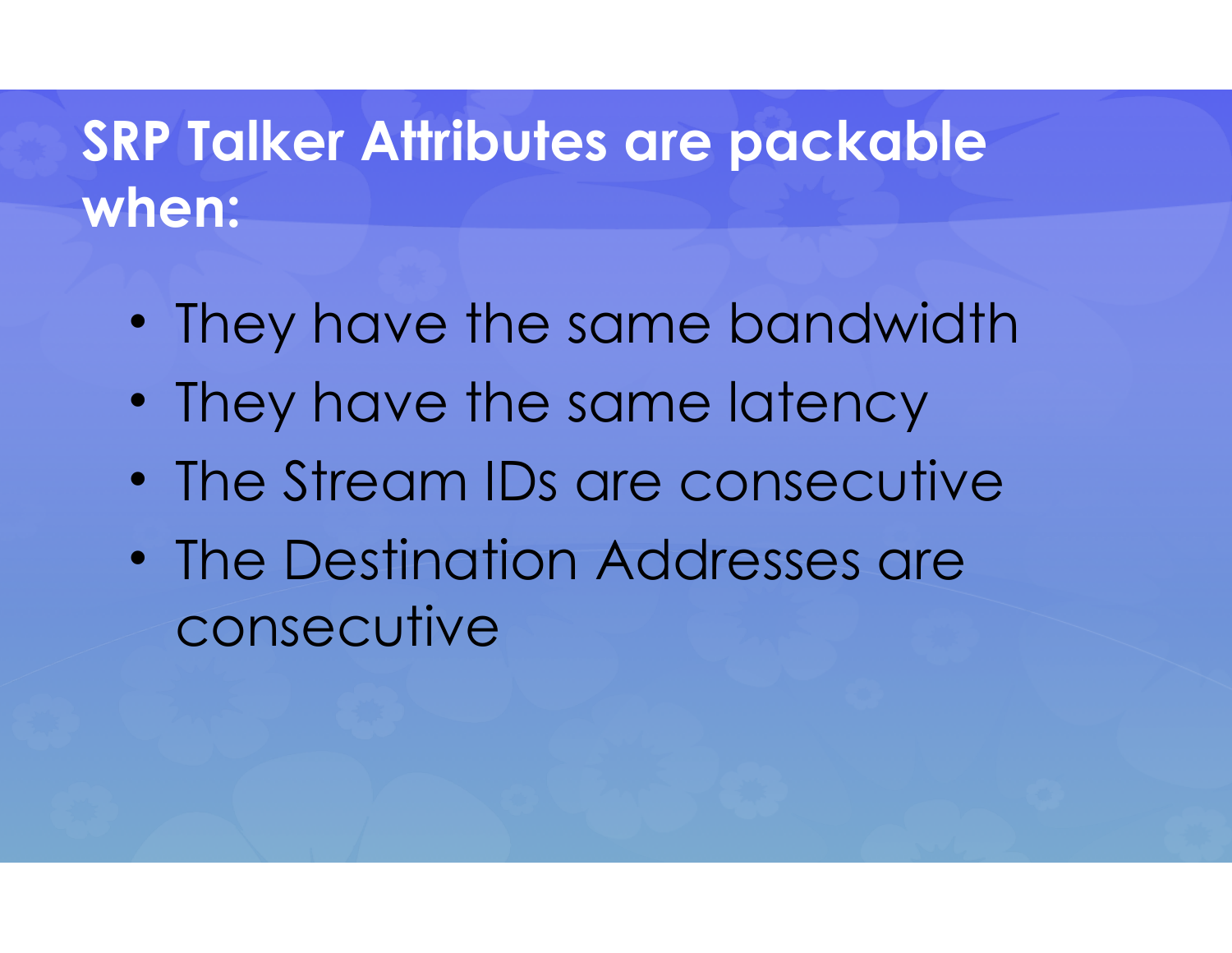# SRP Talker Attributes are packable when:

- They have the same bandwidth
- They have the same latency
- The Stream IDs are consecutive
- The Destination Addresses are consecutive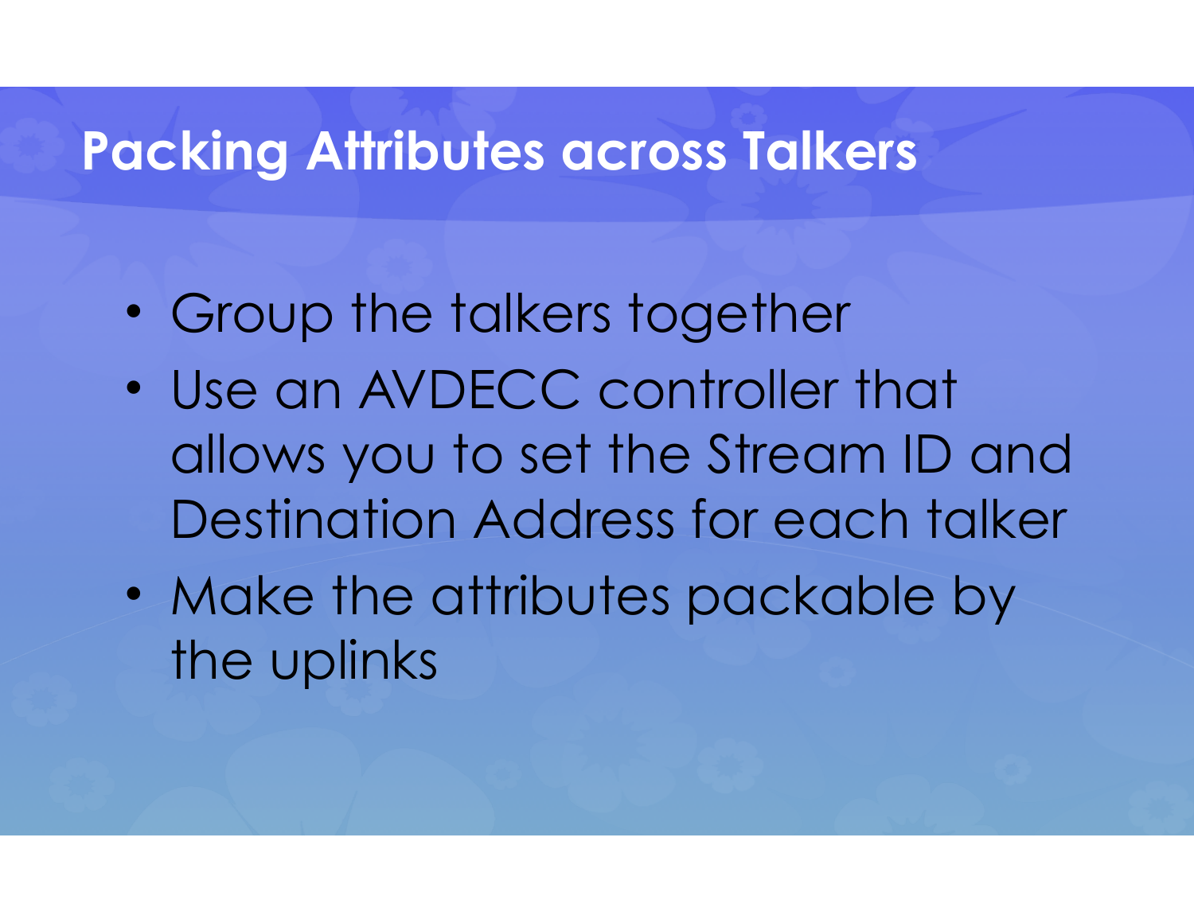# Packing Attributes across Talkers

- Group the talkers together
- Use an AVDECC controller that allows you to set the Stream ID and Destination Address for each talker
- Make the attributes packable by the uplinks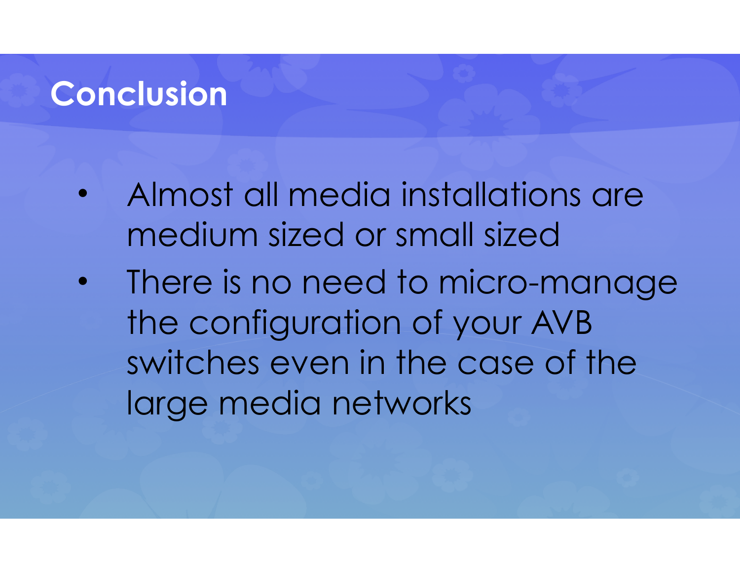# Conclusion

- Almost all media installations are medium sized or small sized
- There is no need to micro-manage the configuration of your AVB switches even in the case of the large media networks